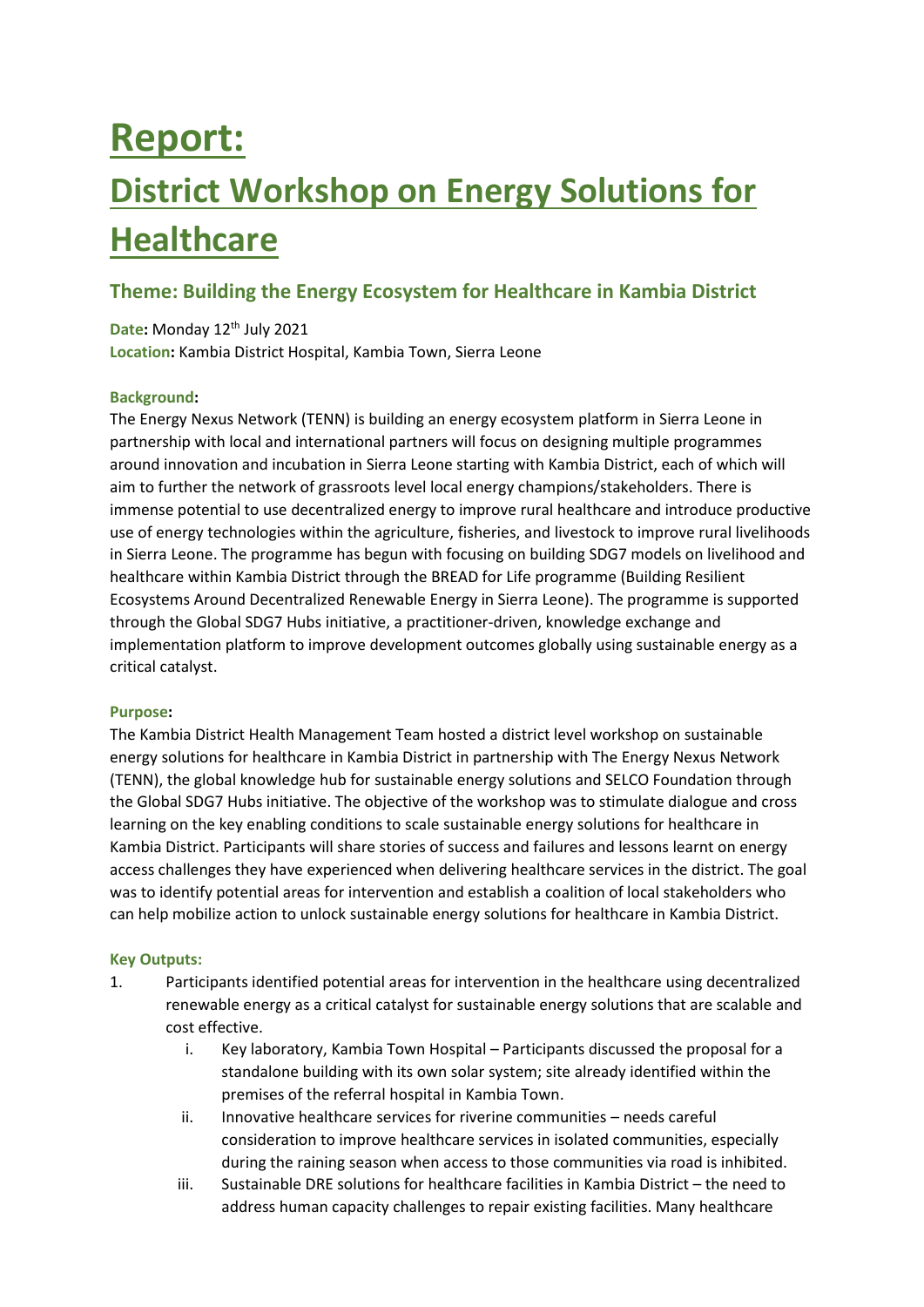# Report:

# District Workshop on Energy Solutions for Healthcare

## Theme: Building the Energy Ecosystem for Healthcare in Kambia District

**Date:** Monday 12th July 2021
**Location:** Kambia District Hospital, Kambia Town, Sierra Leone

**Background:**
The Energy Nexus Network (TENN) is building an energy ecosystem platform in Sierra Leone in partnership with local and international partners will focus on designing multiple programmes around innovation and incubation in Sierra Leone starting with Kambia District, each of which will aim to further the network of grassroots level local energy champions/stakeholders. There is immense potential to use decentralized energy to improve rural healthcare and introduce productive use of energy technologies within the agriculture, fisheries, and livestock to improve rural livelihoods in Sierra Leone. The programme has begun with focusing on building SDG7 models on livelihood and healthcare within Kambia District through the BREAD for Life programme (Building Resilient Ecosystems Around Decentralized Renewable Energy in Sierra Leone). The programme is supported through the Global SDG7 Hubs initiative, a practitioner-driven, knowledge exchange and implementation platform to improve development outcomes globally using sustainable energy as a critical catalyst.

**Purpose:**
The Kambia District Health Management Team hosted a district level workshop on sustainable energy solutions for healthcare in Kambia District in partnership with The Energy Nexus Network (TENN), the global knowledge hub for sustainable energy solutions and SELCO Foundation through the Global SDG7 Hubs initiative. The objective of the workshop was to stimulate dialogue and cross learning on the key enabling conditions to scale sustainable energy solutions for healthcare in Kambia District. Participants will share stories of success and failures and lessons learnt on energy access challenges they have experienced when delivering healthcare services in the district. The goal was to identify potential areas for intervention and establish a coalition of local stakeholders who can help mobilize action to unlock sustainable energy solutions for healthcare in Kambia District.

**Key Outputs:**

1. Participants identified potential areas for intervention in the healthcare using decentralized renewable energy as a critical catalyst for sustainable energy solutions that are scalable and cost effective.
   i. Key laboratory, Kambia Town Hospital – Participants discussed the proposal for a standalone building with its own solar system; site already identified within the premises of the referral hospital in Kambia Town.
   ii. Innovative healthcare services for riverine communities – needs careful consideration to improve healthcare services in isolated communities, especially during the raining season when access to those communities via road is inhibited.
   iii. Sustainable DRE solutions for healthcare facilities in Kambia District – the need to address human capacity challenges to repair existing facilities. Many healthcare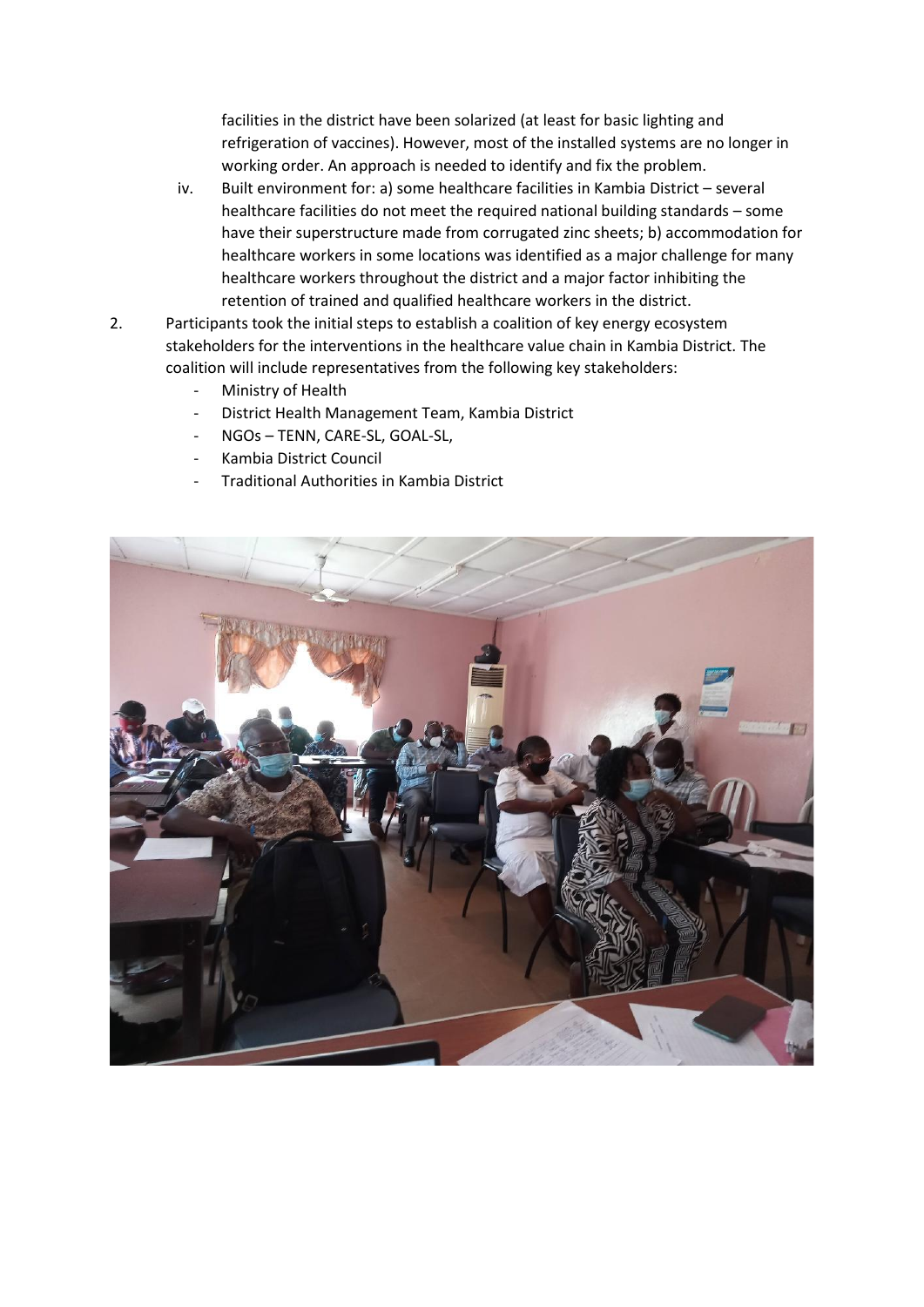facilities in the district have been solarized (at least for basic lighting and refrigeration of vaccines). However, most of the installed systems are no longer in working order. An approach is needed to identify and fix the problem.

iv. Built environment for: a) some healthcare facilities in Kambia District – several healthcare facilities do not meet the required national building standards – some have their superstructure made from corrugated zinc sheets; b) accommodation for healthcare workers in some locations was identified as a major challenge for many healthcare workers throughout the district and a major factor inhibiting the retention of trained and qualified healthcare workers in the district.

2. Participants took the initial steps to establish a coalition of key energy ecosystem stakeholders for the interventions in the healthcare value chain in Kambia District. The coalition will include representatives from the following key stakeholders:
   - Ministry of Health
   - District Health Management Team, Kambia District
   - NGOs – TENN, CARE-SL, GOAL-SL,
   - Kambia District Council
   - Traditional Authorities in Kambia District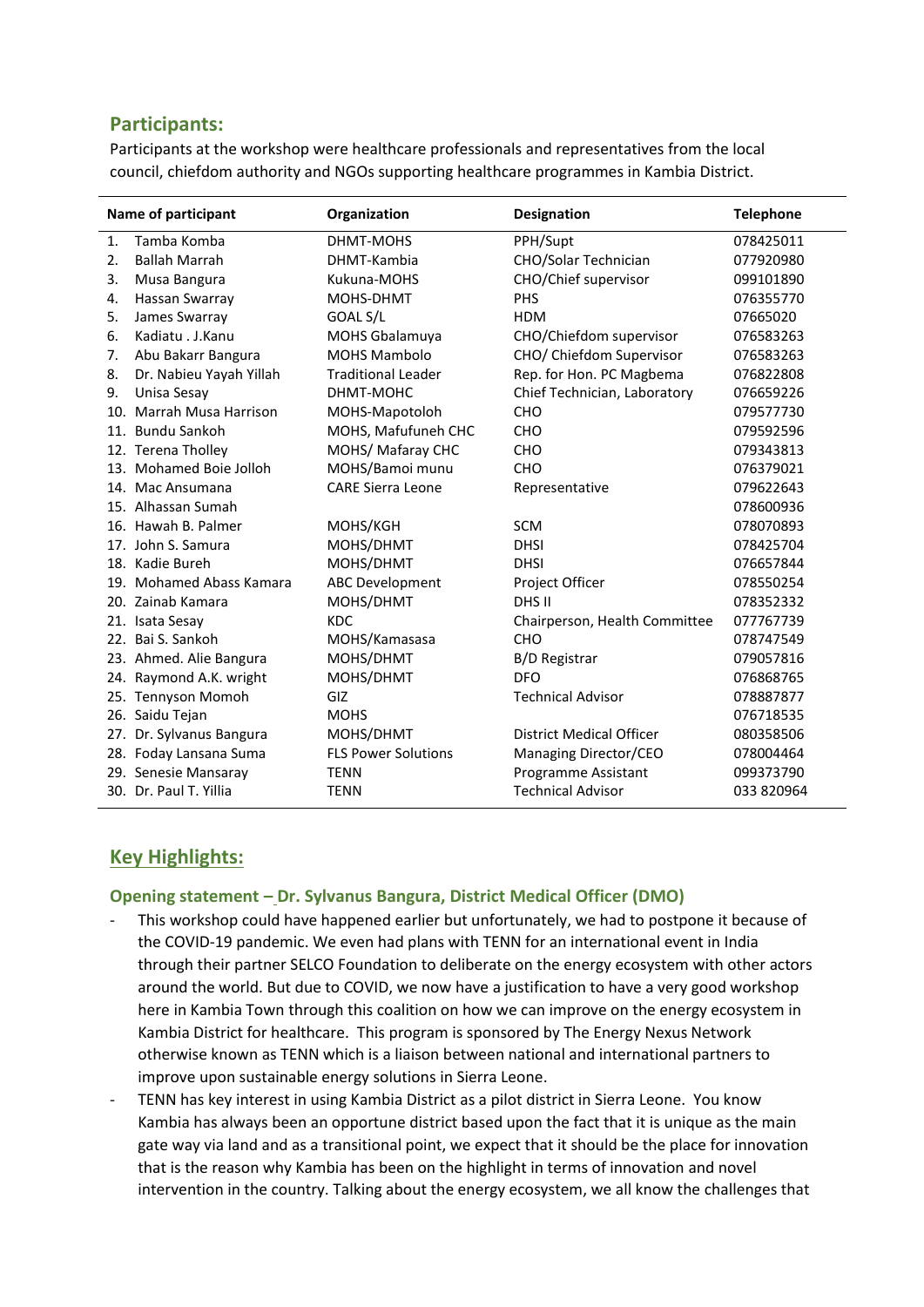## Participants:

Participants at the workshop were healthcare professionals and representatives from the local council, chiefdom authority and NGOs supporting healthcare programmes in Kambia District.

| Name of participant | Organization | Designation | Telephone |
|---|---|---|---|
| 1. Tamba Komba | DHMT-MOHS | PPH/Supt | 078425011 |
| 2. Ballah Marrah | DHMT-Kambia | CHO/Solar Technician | 077920980 |
| 3. Musa Bangura | Kukuna-MOHS | CHO/Chief supervisor | 099101890 |
| 4. Hassan Swarray | MOHS-DHMT | PHS | 076355770 |
| 5. James Swarray | GOAL S/L | HDM | 07665020 |
| 6. Kadiatu . J.Kanu | MOHS Gbalamuya | CHO/Chiefdom supervisor | 076583263 |
| 7. Abu Bakarr Bangura | MOHS Mambolo | CHO/ Chiefdom Supervisor | 076583263 |
| 8. Dr. Nabieu Yayah Yillah | Traditional Leader | Rep. for Hon. PC Magbema | 076822808 |
| 9. Unisa Sesay | DHMT-MOHC | Chief Technician, Laboratory | 076659226 |
| 10. Marrah Musa Harrison | MOHS-Mapotoloh | CHO | 079577730 |
| 11. Bundu Sankoh | MOHS, Mafufuneh CHC | CHO | 079592596 |
| 12. Terena Tholley | MOHS/ Mafaray CHC | CHO | 079343813 |
| 13. Mohamed Boie Jolloh | MOHS/Bamoi munu | CHO | 076379021 |
| 14. Mac Ansumana | CARE Sierra Leone | Representative | 079622643 |
| 15. Alhassan Sumah | | | 078600936 |
| 16. Hawah B. Palmer | MOHS/KGH | SCM | 078070893 |
| 17. John S. Samura | MOHS/DHMT | DHSI | 078425704 |
| 18. Kadie Bureh | MOHS/DHMT | DHSI | 076657844 |
| 19. Mohamed Abass Kamara | ABC Development | Project Officer | 078550254 |
| 20. Zainab Kamara | MOHS/DHMT | DHS II | 078352332 |
| 21. Isata Sesay | KDC | Chairperson, Health Committee | 077767739 |
| 22. Bai S. Sankoh | MOHS/Kamasasa | CHO | 078747549 |
| 23. Ahmed. Alie Bangura | MOHS/DHMT | B/D Registrar | 079057816 |
| 24. Raymond A.K. wright | MOHS/DHMT | DFO | 076868765 |
| 25. Tennyson Momoh | GIZ | Technical Advisor | 078887877 |
| 26. Saidu Tejan | MOHS | | 076718535 |
| 27. Dr. Sylvanus Bangura | MOHS/DHMT | District Medical Officer | 080358506 |
| 28. Foday Lansana Suma | FLS Power Solutions | Managing Director/CEO | 078004464 |
| 29. Senesie Mansaray | TENN | Programme Assistant | 099373790 |
| 30. Dr. Paul T. Yillia | TENN | Technical Advisor | 033 820964 |

## Key Highlights:

### Opening statement – Dr. Sylvanus Bangura, District Medical Officer (DMO)

- This workshop could have happened earlier but unfortunately, we had to postpone it because of the COVID-19 pandemic. We even had plans with TENN for an international event in India through their partner SELCO Foundation to deliberate on the energy ecosystem with other actors around the world. But due to COVID, we now have a justification to have a very good workshop here in Kambia Town through this coalition on how we can improve on the energy ecosystem in Kambia District for healthcare. This program is sponsored by The Energy Nexus Network otherwise known as TENN which is a liaison between national and international partners to improve upon sustainable energy solutions in Sierra Leone.
- TENN has key interest in using Kambia District as a pilot district in Sierra Leone. You know Kambia has always been an opportune district based upon the fact that it is unique as the main gate way via land and as a transitional point, we expect that it should be the place for innovation that is the reason why Kambia has been on the highlight in terms of innovation and novel intervention in the country. Talking about the energy ecosystem, we all know the challenges that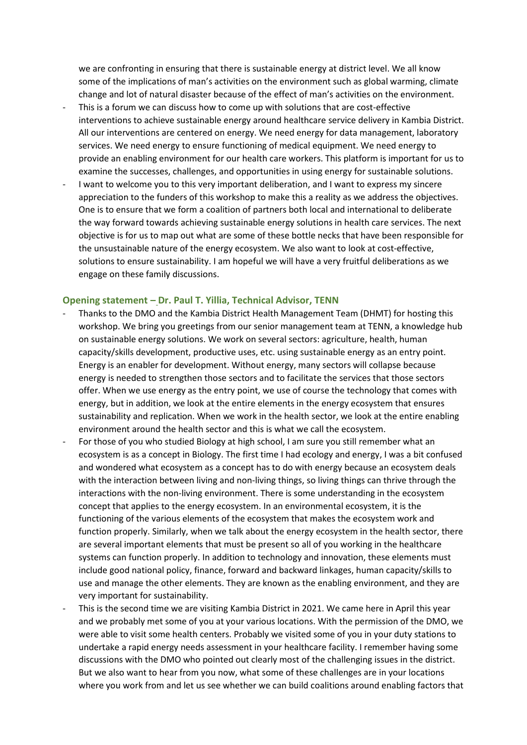we are confronting in ensuring that there is sustainable energy at district level. We all know some of the implications of man's activities on the environment such as global warming, climate change and lot of natural disaster because of the effect of man's activities on the environment.

- This is a forum we can discuss how to come up with solutions that are cost-effective interventions to achieve sustainable energy around healthcare service delivery in Kambia District. All our interventions are centered on energy. We need energy for data management, laboratory services. We need energy to ensure functioning of medical equipment. We need energy to provide an enabling environment for our health care workers. This platform is important for us to examine the successes, challenges, and opportunities in using energy for sustainable solutions.
- I want to welcome you to this very important deliberation, and I want to express my sincere appreciation to the funders of this workshop to make this a reality as we address the objectives. One is to ensure that we form a coalition of partners both local and international to deliberate the way forward towards achieving sustainable energy solutions in health care services. The next objective is for us to map out what are some of these bottle necks that have been responsible for the unsustainable nature of the energy ecosystem. We also want to look at cost-effective, solutions to ensure sustainability. I am hopeful we will have a very fruitful deliberations as we engage on these family discussions.

### Opening statement – Dr. Paul T. Yillia, Technical Advisor, TENN

- Thanks to the DMO and the Kambia District Health Management Team (DHMT) for hosting this workshop. We bring you greetings from our senior management team at TENN, a knowledge hub on sustainable energy solutions. We work on several sectors: agriculture, health, human capacity/skills development, productive uses, etc. using sustainable energy as an entry point. Energy is an enabler for development. Without energy, many sectors will collapse because energy is needed to strengthen those sectors and to facilitate the services that those sectors offer. When we use energy as the entry point, we use of course the technology that comes with energy, but in addition, we look at the entire elements in the energy ecosystem that ensures sustainability and replication. When we work in the health sector, we look at the entire enabling environment around the health sector and this is what we call the ecosystem.
- For those of you who studied Biology at high school, I am sure you still remember what an ecosystem is as a concept in Biology. The first time I had ecology and energy, I was a bit confused and wondered what ecosystem as a concept has to do with energy because an ecosystem deals with the interaction between living and non-living things, so living things can thrive through the interactions with the non-living environment. There is some understanding in the ecosystem concept that applies to the energy ecosystem. In an environmental ecosystem, it is the functioning of the various elements of the ecosystem that makes the ecosystem work and function properly. Similarly, when we talk about the energy ecosystem in the health sector, there are several important elements that must be present so all of you working in the healthcare systems can function properly. In addition to technology and innovation, these elements must include good national policy, finance, forward and backward linkages, human capacity/skills to use and manage the other elements. They are known as the enabling environment, and they are very important for sustainability.
- This is the second time we are visiting Kambia District in 2021. We came here in April this year and we probably met some of you at your various locations. With the permission of the DMO, we were able to visit some health centers. Probably we visited some of you in your duty stations to undertake a rapid energy needs assessment in your healthcare facility. I remember having some discussions with the DMO who pointed out clearly most of the challenging issues in the district. But we also want to hear from you now, what some of these challenges are in your locations where you work from and let us see whether we can build coalitions around enabling factors that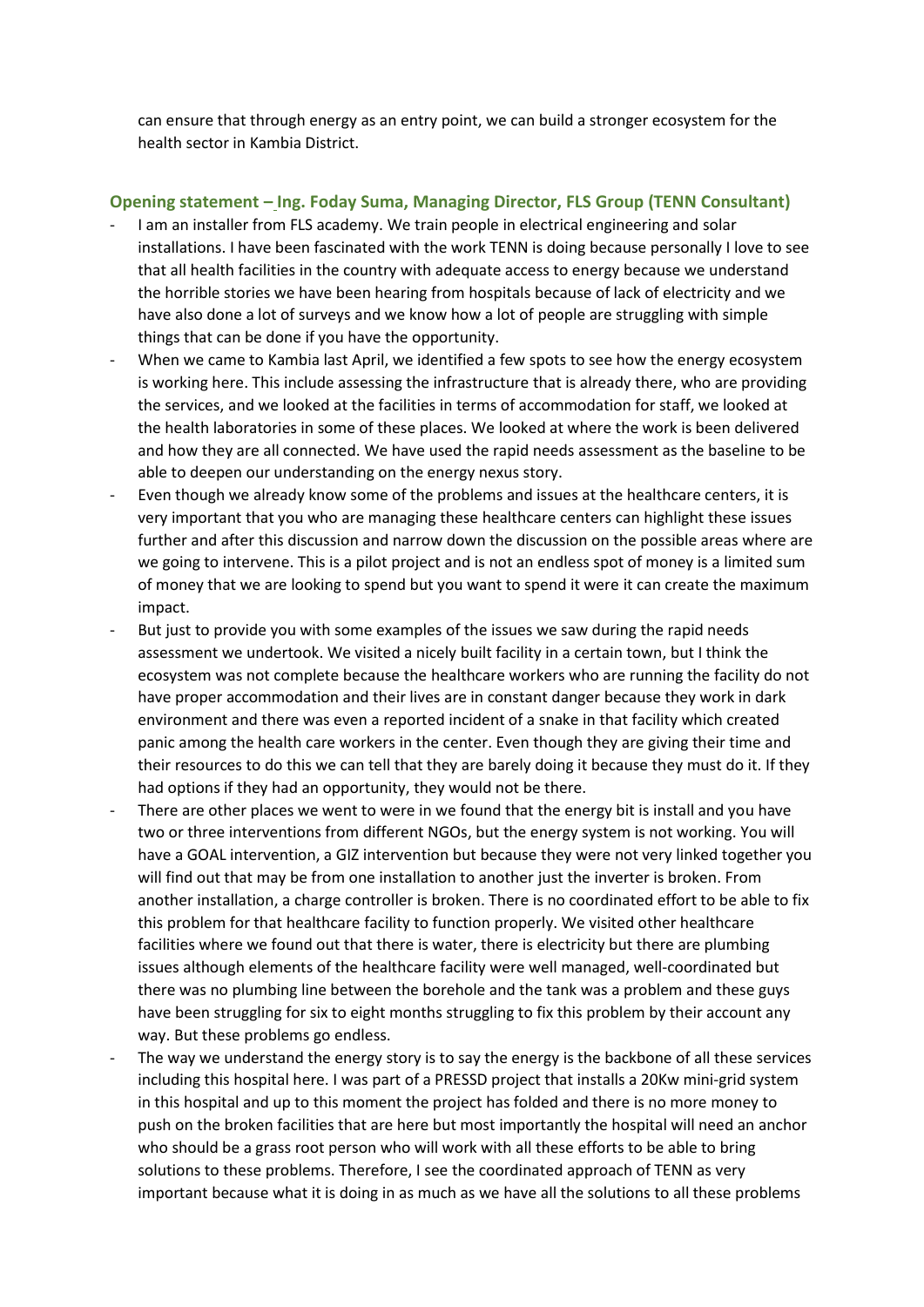can ensure that through energy as an entry point, we can build a stronger ecosystem for the health sector in Kambia District.

### Opening statement – Ing. Foday Suma, Managing Director, FLS Group (TENN Consultant)

- I am an installer from FLS academy. We train people in electrical engineering and solar installations. I have been fascinated with the work TENN is doing because personally I love to see that all health facilities in the country with adequate access to energy because we understand the horrible stories we have been hearing from hospitals because of lack of electricity and we have also done a lot of surveys and we know how a lot of people are struggling with simple things that can be done if you have the opportunity.
- When we came to Kambia last April, we identified a few spots to see how the energy ecosystem is working here. This include assessing the infrastructure that is already there, who are providing the services, and we looked at the facilities in terms of accommodation for staff, we looked at the health laboratories in some of these places. We looked at where the work is been delivered and how they are all connected. We have used the rapid needs assessment as the baseline to be able to deepen our understanding on the energy nexus story.
- Even though we already know some of the problems and issues at the healthcare centers, it is very important that you who are managing these healthcare centers can highlight these issues further and after this discussion and narrow down the discussion on the possible areas where are we going to intervene. This is a pilot project and is not an endless spot of money is a limited sum of money that we are looking to spend but you want to spend it were it can create the maximum impact.
- But just to provide you with some examples of the issues we saw during the rapid needs assessment we undertook. We visited a nicely built facility in a certain town, but I think the ecosystem was not complete because the healthcare workers who are running the facility do not have proper accommodation and their lives are in constant danger because they work in dark environment and there was even a reported incident of a snake in that facility which created panic among the health care workers in the center. Even though they are giving their time and their resources to do this we can tell that they are barely doing it because they must do it. If they had options if they had an opportunity, they would not be there.
- There are other places we went to were in we found that the energy bit is install and you have two or three interventions from different NGOs, but the energy system is not working. You will have a GOAL intervention, a GIZ intervention but because they were not very linked together you will find out that may be from one installation to another just the inverter is broken. From another installation, a charge controller is broken. There is no coordinated effort to be able to fix this problem for that healthcare facility to function properly. We visited other healthcare facilities where we found out that there is water, there is electricity but there are plumbing issues although elements of the healthcare facility were well managed, well-coordinated but there was no plumbing line between the borehole and the tank was a problem and these guys have been struggling for six to eight months struggling to fix this problem by their account any way. But these problems go endless.
- The way we understand the energy story is to say the energy is the backbone of all these services including this hospital here. I was part of a PRESSD project that installs a 20Kw mini-grid system in this hospital and up to this moment the project has folded and there is no more money to push on the broken facilities that are here but most importantly the hospital will need an anchor who should be a grass root person who will work with all these efforts to be able to bring solutions to these problems. Therefore, I see the coordinated approach of TENN as very important because what it is doing in as much as we have all the solutions to all these problems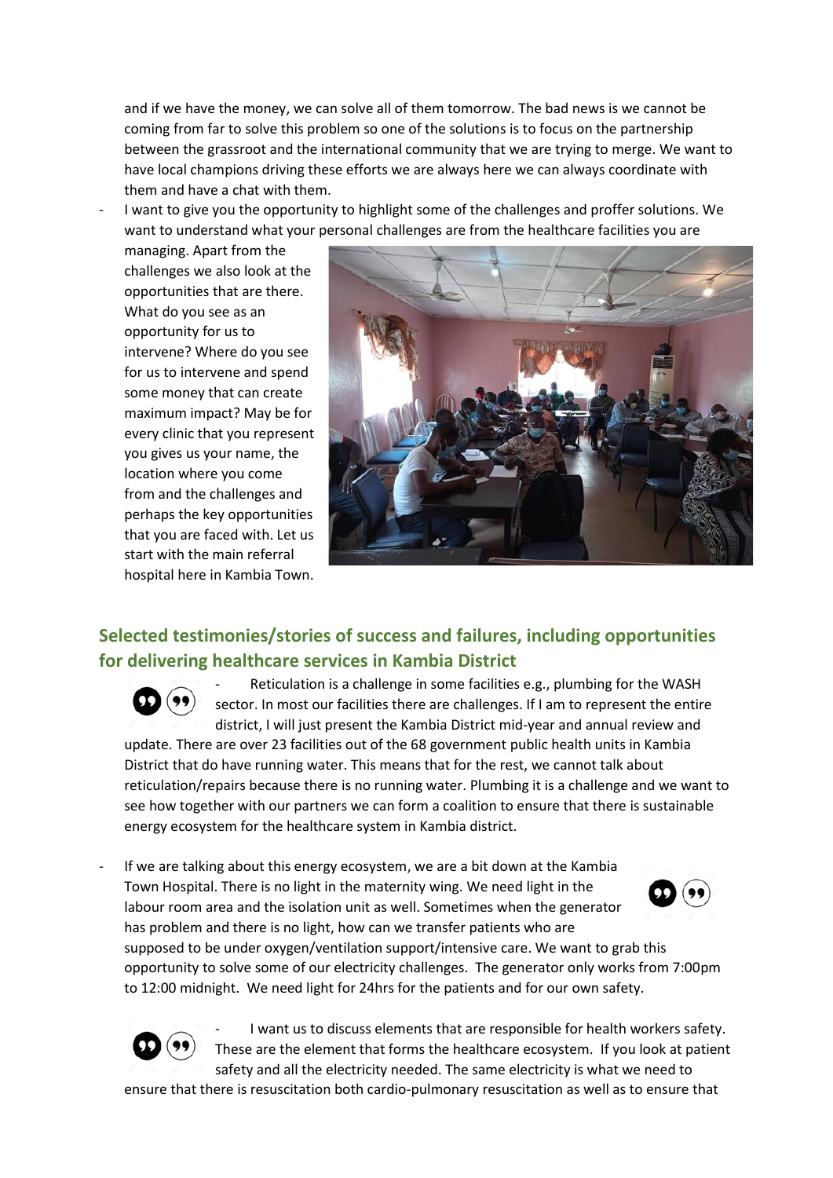and if we have the money, we can solve all of them tomorrow. The bad news is we cannot be coming from far to solve this problem so one of the solutions is to focus on the partnership between the grassroot and the international community that we are trying to merge. We want to have local champions driving these efforts we are always here we can always coordinate with them and have a chat with them.

- I want to give you the opportunity to highlight some of the challenges and proffer solutions. We want to understand what your personal challenges are from the healthcare facilities you are managing. Apart from the challenges we also look at the opportunities that are there. What do you see as an opportunity for us to intervene? Where do you see for us to intervene and spend some money that can create maximum impact? May be for every clinic that you represent you gives us your name, the location where you come from and the challenges and perhaps the key opportunities that you are faced with. Let us start with the main referral hospital here in Kambia Town.

## Selected testimonies/stories of success and failures, including opportunities for delivering healthcare services in Kambia District

- Reticulation is a challenge in some facilities e.g., plumbing for the WASH sector. In most our facilities there are challenges. If I am to represent the entire district, I will just present the Kambia District mid-year and annual review and update. There are over 23 facilities out of the 68 government public health units in Kambia District that do have running water. This means that for the rest, we cannot talk about reticulation/repairs because there is no running water. Plumbing it is a challenge and we want to see how together with our partners we can form a coalition to ensure that there is sustainable energy ecosystem for the healthcare system in Kambia district.

- If we are talking about this energy ecosystem, we are a bit down at the Kambia Town Hospital. There is no light in the maternity wing. We need light in the labour room area and the isolation unit as well. Sometimes when the generator has problem and there is no light, how can we transfer patients who are supposed to be under oxygen/ventilation support/intensive care. We want to grab this opportunity to solve some of our electricity challenges. The generator only works from 7:00pm to 12:00 midnight. We need light for 24hrs for the patients and for our own safety.

- I want us to discuss elements that are responsible for health workers safety. These are the element that forms the healthcare ecosystem. If you look at patient safety and all the electricity needed. The same electricity is what we need to ensure that there is resuscitation both cardio-pulmonary resuscitation as well as to ensure that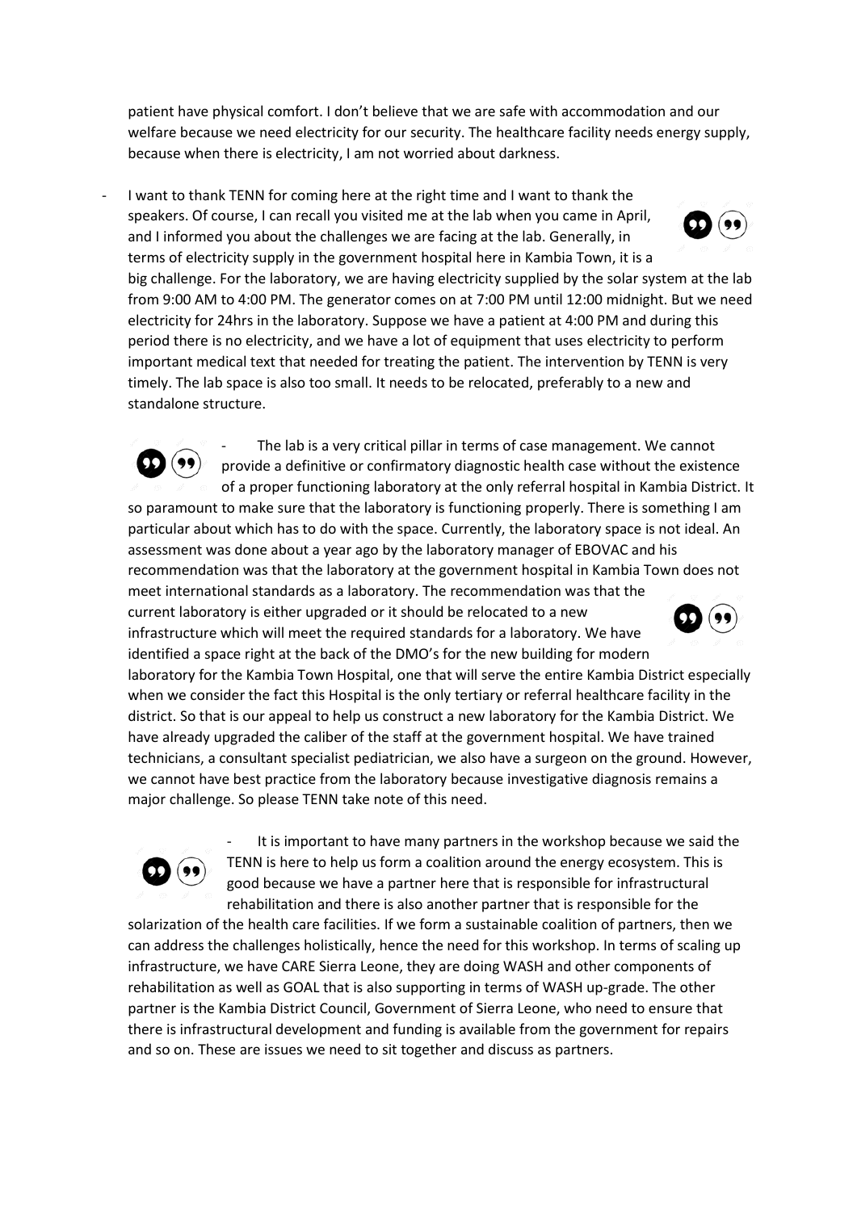patient have physical comfort. I don't believe that we are safe with accommodation and our welfare because we need electricity for our security. The healthcare facility needs energy supply, because when there is electricity, I am not worried about darkness.

- I want to thank TENN for coming here at the right time and I want to thank the speakers. Of course, I can recall you visited me at the lab when you came in April, and I informed you about the challenges we are facing at the lab. Generally, in terms of electricity supply in the government hospital here in Kambia Town, it is a big challenge. For the laboratory, we are having electricity supplied by the solar system at the lab from 9:00 AM to 4:00 PM. The generator comes on at 7:00 PM until 12:00 midnight. But we need electricity for 24hrs in the laboratory. Suppose we have a patient at 4:00 PM and during this period there is no electricity, and we have a lot of equipment that uses electricity to perform important medical text that needed for treating the patient. The intervention by TENN is very timely. The lab space is also too small. It needs to be relocated, preferably to a new and standalone structure.

- The lab is a very critical pillar in terms of case management. We cannot provide a definitive or confirmatory diagnostic health case without the existence of a proper functioning laboratory at the only referral hospital in Kambia District. It so paramount to make sure that the laboratory is functioning properly. There is something I am particular about which has to do with the space. Currently, the laboratory space is not ideal. An assessment was done about a year ago by the laboratory manager of EBOVAC and his recommendation was that the laboratory at the government hospital in Kambia Town does not meet international standards as a laboratory. The recommendation was that the current laboratory is either upgraded or it should be relocated to a new infrastructure which will meet the required standards for a laboratory. We have identified a space right at the back of the DMO's for the new building for modern laboratory for the Kambia Town Hospital, one that will serve the entire Kambia District especially when we consider the fact this Hospital is the only tertiary or referral healthcare facility in the district. So that is our appeal to help us construct a new laboratory for the Kambia District. We have already upgraded the caliber of the staff at the government hospital. We have trained technicians, a consultant specialist pediatrician, we also have a surgeon on the ground. However, we cannot have best practice from the laboratory because investigative diagnosis remains a major challenge. So please TENN take note of this need.

- It is important to have many partners in the workshop because we said the TENN is here to help us form a coalition around the energy ecosystem. This is good because we have a partner here that is responsible for infrastructural rehabilitation and there is also another partner that is responsible for the solarization of the health care facilities. If we form a sustainable coalition of partners, then we can address the challenges holistically, hence the need for this workshop. In terms of scaling up infrastructure, we have CARE Sierra Leone, they are doing WASH and other components of rehabilitation as well as GOAL that is also supporting in terms of WASH up-grade. The other partner is the Kambia District Council, Government of Sierra Leone, who need to ensure that there is infrastructural development and funding is available from the government for repairs and so on. These are issues we need to sit together and discuss as partners.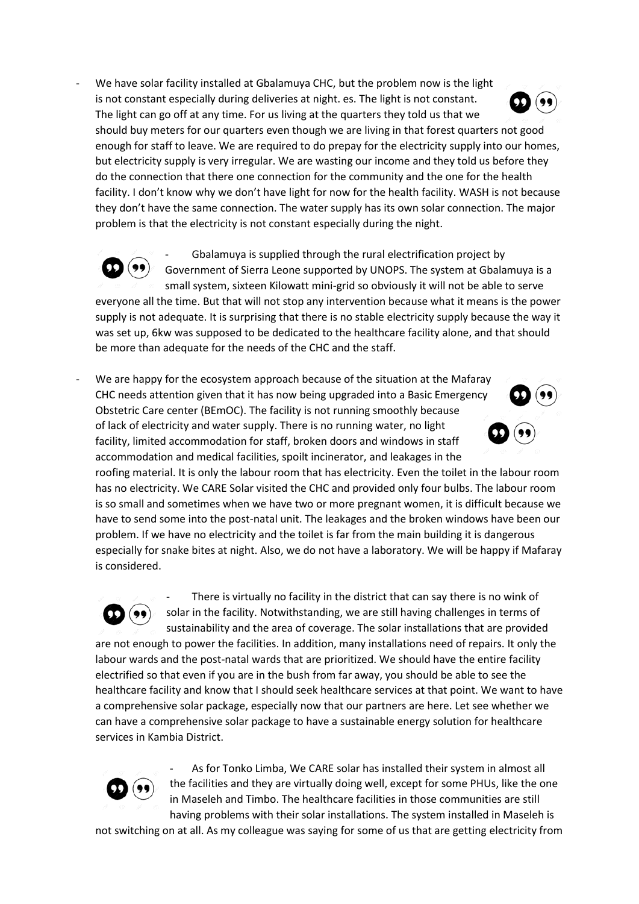- We have solar facility installed at Gbalamuya CHC, but the problem now is the light is not constant especially during deliveries at night. es. The light is not constant. The light can go off at any time. For us living at the quarters they told us that we should buy meters for our quarters even though we are living in that forest quarters not good enough for staff to leave. We are required to do prepay for the electricity supply into our homes, but electricity supply is very irregular. We are wasting our income and they told us before they do the connection that there one connection for the community and the one for the health facility. I don't know why we don't have light for now for the health facility. WASH is not because they don't have the same connection. The water supply has its own solar connection. The major problem is that the electricity is not constant especially during the night.

- Gbalamuya is supplied through the rural electrification project by Government of Sierra Leone supported by UNOPS. The system at Gbalamuya is a small system, sixteen Kilowatt mini-grid so obviously it will not be able to serve everyone all the time. But that will not stop any intervention because what it means is the power supply is not adequate. It is surprising that there is no stable electricity supply because the way it was set up, 6kw was supposed to be dedicated to the healthcare facility alone, and that should be more than adequate for the needs of the CHC and the staff.

- We are happy for the ecosystem approach because of the situation at the Mafaray CHC needs attention given that it has now being upgraded into a Basic Emergency Obstetric Care center (BEmOC). The facility is not running smoothly because of lack of electricity and water supply. There is no running water, no light facility, limited accommodation for staff, broken doors and windows in staff accommodation and medical facilities, spoilt incinerator, and leakages in the roofing material. It is only the labour room that has electricity. Even the toilet in the labour room has no electricity. We CARE Solar visited the CHC and provided only four bulbs. The labour room is so small and sometimes when we have two or more pregnant women, it is difficult because we have to send some into the post-natal unit. The leakages and the broken windows have been our problem. If we have no electricity and the toilet is far from the main building it is dangerous especially for snake bites at night. Also, we do not have a laboratory. We will be happy if Mafaray is considered.

- There is virtually no facility in the district that can say there is no wink of solar in the facility. Notwithstanding, we are still having challenges in terms of sustainability and the area of coverage. The solar installations that are provided are not enough to power the facilities. In addition, many installations need of repairs. It only the labour wards and the post-natal wards that are prioritized. We should have the entire facility electrified so that even if you are in the bush from far away, you should be able to see the healthcare facility and know that I should seek healthcare services at that point. We want to have a comprehensive solar package, especially now that our partners are here. Let see whether we can have a comprehensive solar package to have a sustainable energy solution for healthcare services in Kambia District.

- As for Tonko Limba, We CARE solar has installed their system in almost all the facilities and they are virtually doing well, except for some PHUs, like the one in Maseleh and Timbo. The healthcare facilities in those communities are still having problems with their solar installations. The system installed in Maseleh is not switching on at all. As my colleague was saying for some of us that are getting electricity from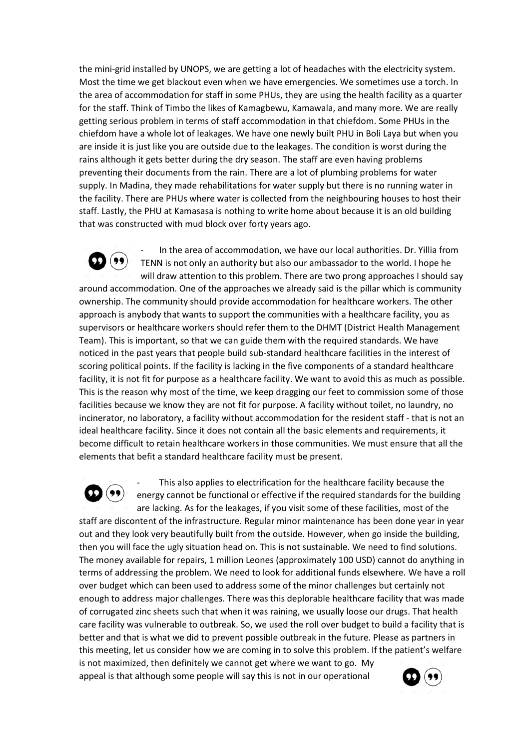the mini-grid installed by UNOPS, we are getting a lot of headaches with the electricity system. Most the time we get blackout even when we have emergencies. We sometimes use a torch. In the area of accommodation for staff in some PHUs, they are using the health facility as a quarter for the staff. Think of Timbo the likes of Kamagbewu, Kamawala, and many more. We are really getting serious problem in terms of staff accommodation in that chiefdom. Some PHUs in the chiefdom have a whole lot of leakages. We have one newly built PHU in Boli Laya but when you are inside it is just like you are outside due to the leakages. The condition is worst during the rains although it gets better during the dry season. The staff are even having problems preventing their documents from the rain. There are a lot of plumbing problems for water supply. In Madina, they made rehabilitations for water supply but there is no running water in the facility. There are PHUs where water is collected from the neighbouring houses to host their staff. Lastly, the PHU at Kamasasa is nothing to write home about because it is an old building that was constructed with mud block over forty years ago.

- In the area of accommodation, we have our local authorities. Dr. Yillia from TENN is not only an authority but also our ambassador to the world. I hope he will draw attention to this problem. There are two prong approaches I should say around accommodation. One of the approaches we already said is the pillar which is community ownership. The community should provide accommodation for healthcare workers. The other approach is anybody that wants to support the communities with a healthcare facility, you as supervisors or healthcare workers should refer them to the DHMT (District Health Management Team). This is important, so that we can guide them with the required standards. We have noticed in the past years that people build sub-standard healthcare facilities in the interest of scoring political points. If the facility is lacking in the five components of a standard healthcare facility, it is not fit for purpose as a healthcare facility. We want to avoid this as much as possible. This is the reason why most of the time, we keep dragging our feet to commission some of those facilities because we know they are not fit for purpose. A facility without toilet, no laundry, no incinerator, no laboratory, a facility without accommodation for the resident staff - that is not an ideal healthcare facility. Since it does not contain all the basic elements and requirements, it become difficult to retain healthcare workers in those communities. We must ensure that all the elements that befit a standard healthcare facility must be present.

- This also applies to electrification for the healthcare facility because the energy cannot be functional or effective if the required standards for the building are lacking. As for the leakages, if you visit some of these facilities, most of the staff are discontent of the infrastructure. Regular minor maintenance has been done year in year out and they look very beautifully built from the outside. However, when go inside the building, then you will face the ugly situation head on. This is not sustainable. We need to find solutions. The money available for repairs, 1 million Leones (approximately 100 USD) cannot do anything in terms of addressing the problem. We need to look for additional funds elsewhere. We have a roll over budget which can been used to address some of the minor challenges but certainly not enough to address major challenges. There was this deplorable healthcare facility that was made of corrugated zinc sheets such that when it was raining, we usually loose our drugs. That health care facility was vulnerable to outbreak. So, we used the roll over budget to build a facility that is better and that is what we did to prevent possible outbreak in the future. Please as partners in this meeting, let us consider how we are coming in to solve this problem. If the patient's welfare is not maximized, then definitely we cannot get where we want to go. My appeal is that although some people will say this is not in our operational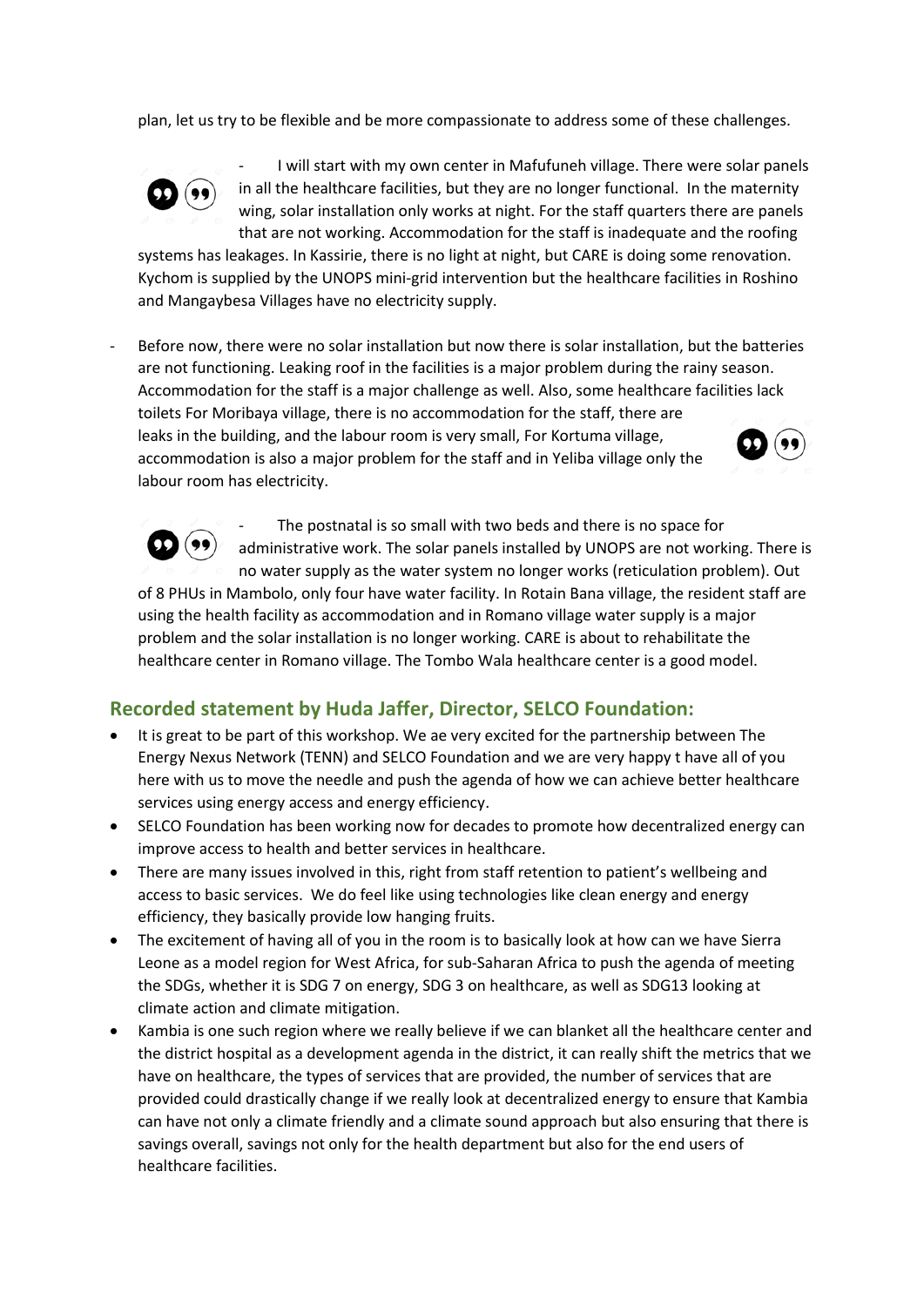plan, let us try to be flexible and be more compassionate to address some of these challenges.

- I will start with my own center in Mafufuneh village. There were solar panels in all the healthcare facilities, but they are no longer functional. In the maternity wing, solar installation only works at night. For the staff quarters there are panels that are not working. Accommodation for the staff is inadequate and the roofing systems has leakages. In Kassirie, there is no light at night, but CARE is doing some renovation. Kychom is supplied by the UNOPS mini-grid intervention but the healthcare facilities in Roshino and Mangaybesa Villages have no electricity supply.

- Before now, there were no solar installation but now there is solar installation, but the batteries are not functioning. Leaking roof in the facilities is a major problem during the rainy season. Accommodation for the staff is a major challenge as well. Also, some healthcare facilities lack toilets For Moribaya village, there is no accommodation for the staff, there are leaks in the building, and the labour room is very small, For Kortuma village, accommodation is also a major problem for the staff and in Yeliba village only the labour room has electricity.

- The postnatal is so small with two beds and there is no space for administrative work. The solar panels installed by UNOPS are not working. There is no water supply as the water system no longer works (reticulation problem). Out of 8 PHUs in Mambolo, only four have water facility. In Rotain Bana village, the resident staff are using the health facility as accommodation and in Romano village water supply is a major problem and the solar installation is no longer working. CARE is about to rehabilitate the healthcare center in Romano village. The Tombo Wala healthcare center is a good model.

## Recorded statement by Huda Jaffer, Director, SELCO Foundation:

- It is great to be part of this workshop. We ae very excited for the partnership between The Energy Nexus Network (TENN) and SELCO Foundation and we are very happy t have all of you here with us to move the needle and push the agenda of how we can achieve better healthcare services using energy access and energy efficiency.
- SELCO Foundation has been working now for decades to promote how decentralized energy can improve access to health and better services in healthcare.
- There are many issues involved in this, right from staff retention to patient's wellbeing and access to basic services. We do feel like using technologies like clean energy and energy efficiency, they basically provide low hanging fruits.
- The excitement of having all of you in the room is to basically look at how can we have Sierra Leone as a model region for West Africa, for sub-Saharan Africa to push the agenda of meeting the SDGs, whether it is SDG 7 on energy, SDG 3 on healthcare, as well as SDG13 looking at climate action and climate mitigation.
- Kambia is one such region where we really believe if we can blanket all the healthcare center and the district hospital as a development agenda in the district, it can really shift the metrics that we have on healthcare, the types of services that are provided, the number of services that are provided could drastically change if we really look at decentralized energy to ensure that Kambia can have not only a climate friendly and a climate sound approach but also ensuring that there is savings overall, savings not only for the health department but also for the end users of healthcare facilities.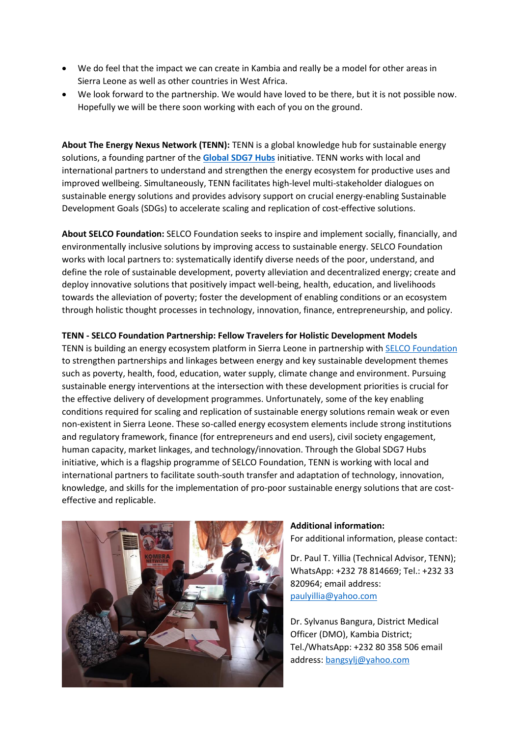- We do feel that the impact we can create in Kambia and really be a model for other areas in Sierra Leone as well as other countries in West Africa.
- We look forward to the partnership. We would have loved to be there, but it is not possible now. Hopefully we will be there soon working with each of you on the ground.

**About The Energy Nexus Network (TENN):** TENN is a global knowledge hub for sustainable energy solutions, a founding partner of the **Global SDG7 Hubs** initiative. TENN works with local and international partners to understand and strengthen the energy ecosystem for productive uses and improved wellbeing. Simultaneously, TENN facilitates high-level multi-stakeholder dialogues on sustainable energy solutions and provides advisory support on crucial energy-enabling Sustainable Development Goals (SDGs) to accelerate scaling and replication of cost-effective solutions.

**About SELCO Foundation:** SELCO Foundation seeks to inspire and implement socially, financially, and environmentally inclusive solutions by improving access to sustainable energy. SELCO Foundation works with local partners to: systematically identify diverse needs of the poor, understand, and define the role of sustainable development, poverty alleviation and decentralized energy; create and deploy innovative solutions that positively impact well-being, health, education, and livelihoods towards the alleviation of poverty; foster the development of enabling conditions or an ecosystem through holistic thought processes in technology, innovation, finance, entrepreneurship, and policy.

**TENN - SELCO Foundation Partnership: Fellow Travelers for Holistic Development Models**

TENN is building an energy ecosystem platform in Sierra Leone in partnership with SELCO Foundation to strengthen partnerships and linkages between energy and key sustainable development themes such as poverty, health, food, education, water supply, climate change and environment. Pursuing sustainable energy interventions at the intersection with these development priorities is crucial for the effective delivery of development programmes. Unfortunately, some of the key enabling conditions required for scaling and replication of sustainable energy solutions remain weak or even non-existent in Sierra Leone. These so-called energy ecosystem elements include strong institutions and regulatory framework, finance (for entrepreneurs and end users), civil society engagement, human capacity, market linkages, and technology/innovation. Through the Global SDG7 Hubs initiative, which is a flagship programme of SELCO Foundation, TENN is working with local and international partners to facilitate south-south transfer and adaptation of technology, innovation, knowledge, and skills for the implementation of pro-poor sustainable energy solutions that are cost-effective and replicable.

**Additional information:**

For additional information, please contact:

Dr. Paul T. Yillia (Technical Advisor, TENN); WhatsApp: +232 78 814669; Tel.: +232 33 820964; email address: paulyillia@yahoo.com

Dr. Sylvanus Bangura, District Medical Officer (DMO), Kambia District; Tel./WhatsApp: +232 80 358 506 email address: bangsylj@yahoo.com